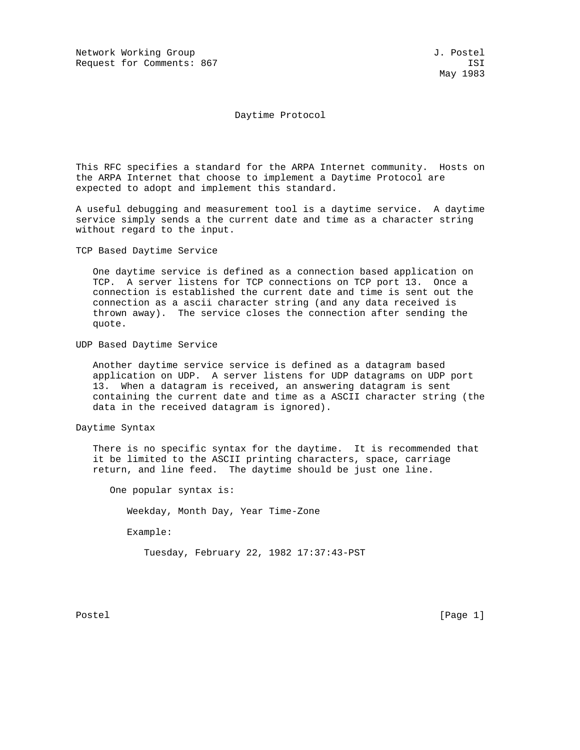Network Working Group J. Postel
Request for Comments: 867 ISI
May 1983

# Daytime Protocol

This RFC specifies a standard for the ARPA Internet community. Hosts on the ARPA Internet that choose to implement a Daytime Protocol are expected to adopt and implement this standard.

A useful debugging and measurement tool is a daytime service. A daytime service simply sends a the current date and time as a character string without regard to the input.

## TCP Based Daytime Service

One daytime service is defined as a connection based application on TCP. A server listens for TCP connections on TCP port 13. Once a connection is established the current date and time is sent out the connection as a ascii character string (and any data received is thrown away). The service closes the connection after sending the quote.

## UDP Based Daytime Service

Another daytime service service is defined as a datagram based application on UDP. A server listens for UDP datagrams on UDP port 13. When a datagram is received, an answering datagram is sent containing the current date and time as a ASCII character string (the data in the received datagram is ignored).

## Daytime Syntax

There is no specific syntax for the daytime. It is recommended that it be limited to the ASCII printing characters, space, carriage return, and line feed. The daytime should be just one line.

One popular syntax is:

```
Weekday, Month Day, Year Time-Zone
```

Example:

```
Tuesday, February 22, 1982 17:37:43-PST
```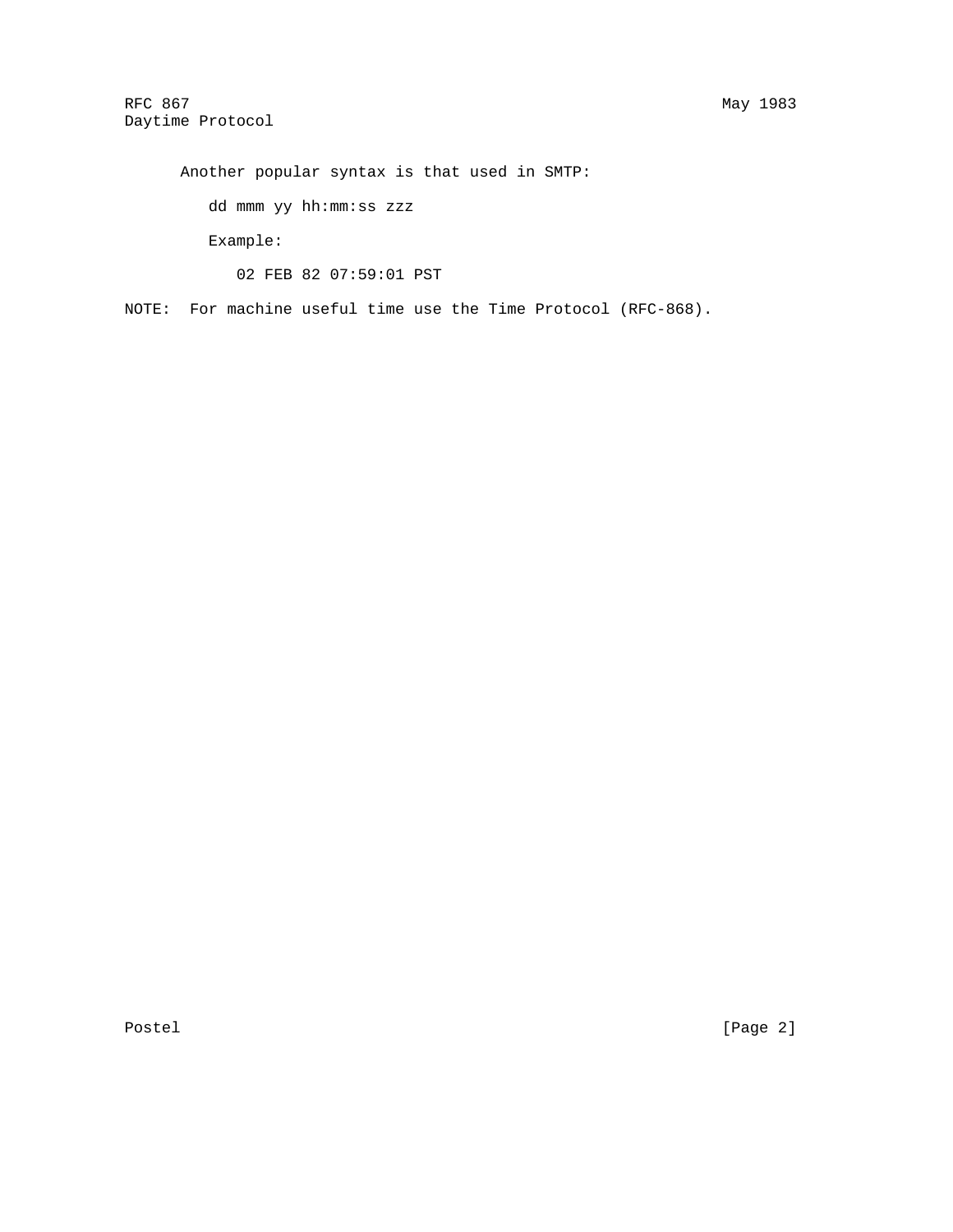Another popular syntax is that used in SMTP:

```
dd mmm yy hh:mm:ss zzz
```

Example:

```
02 FEB 82 07:59:01 PST
```

NOTE: For machine useful time use the Time Protocol (RFC-868).